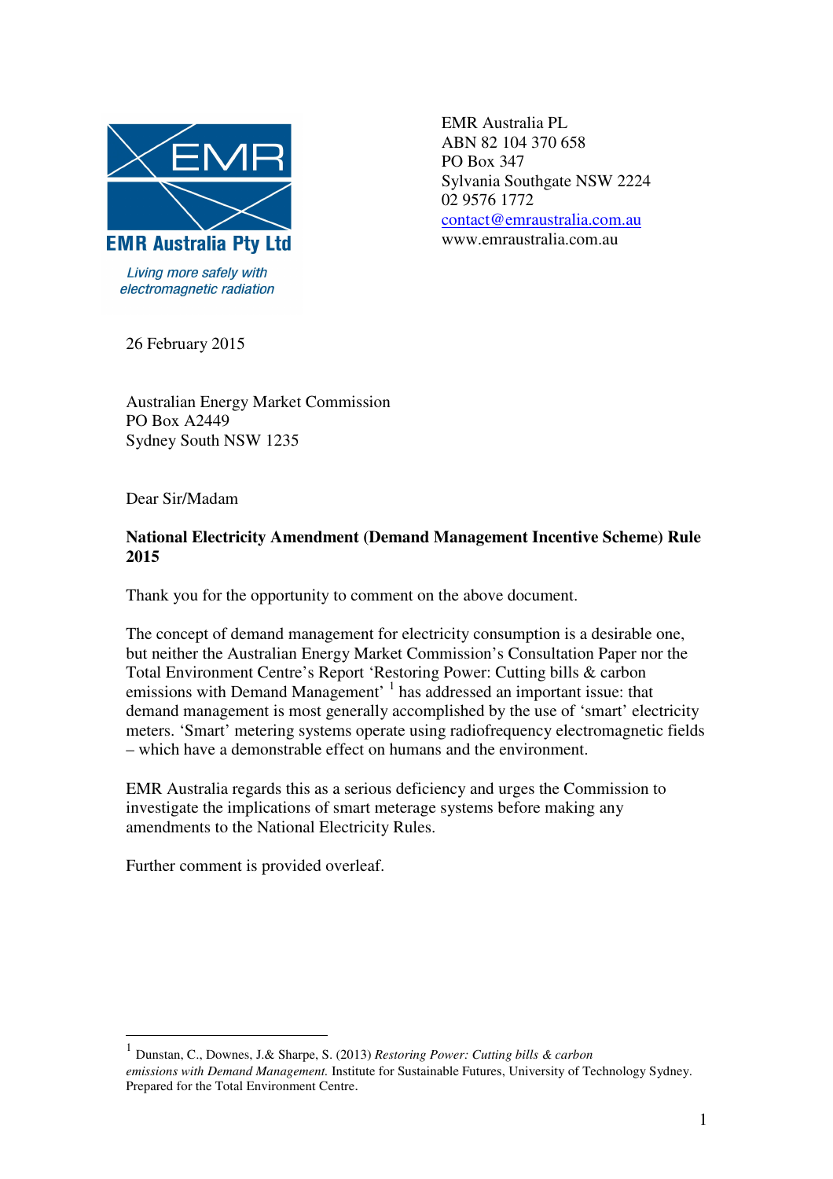**EMR Australia Pty Ltd**

*Living more safely with electromagnetic radiation*

EMR Australia PL
ABN 82 104 370 658
PO Box 347
Sylvania Southgate NSW 2224
02 9576 1772
contact@emraustralia.com.au
www.emraustralia.com.au

26 February 2015

Australian Energy Market Commission
PO Box A2449
Sydney South NSW 1235

Dear Sir/Madam

**National Electricity Amendment (Demand Management Incentive Scheme) Rule 2015**

Thank you for the opportunity to comment on the above document.

The concept of demand management for electricity consumption is a desirable one, but neither the Australian Energy Market Commission's Consultation Paper nor the Total Environment Centre's Report 'Restoring Power: Cutting bills & carbon emissions with Demand Management' [1] has addressed an important issue: that demand management is most generally accomplished by the use of 'smart' electricity meters. 'Smart' metering systems operate using radiofrequency electromagnetic fields – which have a demonstrable effect on humans and the environment.

EMR Australia regards this as a serious deficiency and urges the Commission to investigate the implications of smart meterage systems before making any amendments to the National Electricity Rules.

Further comment is provided overleaf.

---

[1] Dunstan, C., Downes, J.& Sharpe, S. (2013) *Restoring Power: Cutting bills & carbon emissions with Demand Management.* Institute for Sustainable Futures, University of Technology Sydney. Prepared for the Total Environment Centre.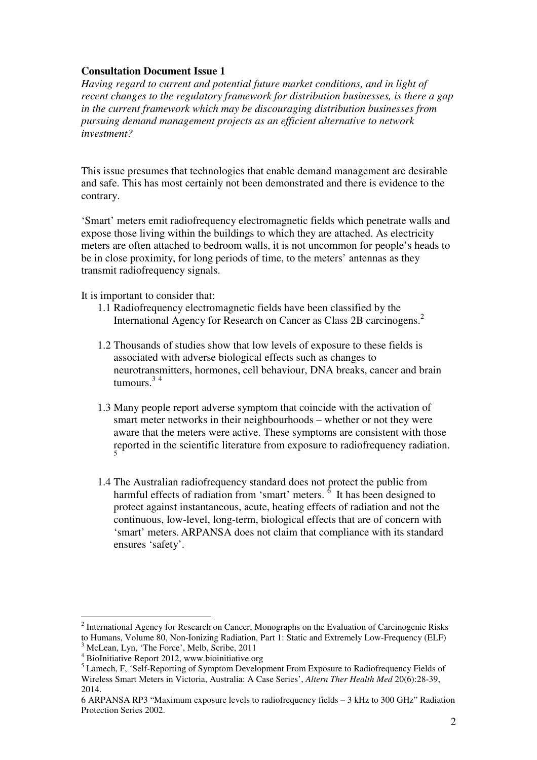**Consultation Document Issue 1**

*Having regard to current and potential future market conditions, and in light of recent changes to the regulatory framework for distribution businesses, is there a gap in the current framework which may be discouraging distribution businesses from pursuing demand management projects as an efficient alternative to network investment?*

This issue presumes that technologies that enable demand management are desirable and safe. This has most certainly not been demonstrated and there is evidence to the contrary.

'Smart' meters emit radiofrequency electromagnetic fields which penetrate walls and expose those living within the buildings to which they are attached. As electricity meters are often attached to bedroom walls, it is not uncommon for people's heads to be in close proximity, for long periods of time, to the meters' antennas as they transmit radiofrequency signals.

It is important to consider that:

1.1 Radiofrequency electromagnetic fields have been classified by the International Agency for Research on Cancer as Class 2B carcinogens.[2]

1.2 Thousands of studies show that low levels of exposure to these fields is associated with adverse biological effects such as changes to neurotransmitters, hormones, cell behaviour, DNA breaks, cancer and brain tumours.[3] [4]

1.3 Many people report adverse symptom that coincide with the activation of smart meter networks in their neighbourhoods – whether or not they were aware that the meters were active. These symptoms are consistent with those reported in the scientific literature from exposure to radiofrequency radiation.[5]

1.4 The Australian radiofrequency standard does not protect the public from harmful effects of radiation from 'smart' meters.[6] It has been designed to protect against instantaneous, acute, heating effects of radiation and not the continuous, low-level, long-term, biological effects that are of concern with 'smart' meters. ARPANSA does not claim that compliance with its standard ensures 'safety'.

---

[2] International Agency for Research on Cancer, Monographs on the Evaluation of Carcinogenic Risks to Humans, Volume 80, Non-Ionizing Radiation, Part 1: Static and Extremely Low-Frequency (ELF)

[3] McLean, Lyn, 'The Force', Melb, Scribe, 2011

[4] BioInitiative Report 2012, www.bioinitiative.org

[5] Lamech, F, 'Self-Reporting of Symptom Development From Exposure to Radiofrequency Fields of Wireless Smart Meters in Victoria, Australia: A Case Series', *Altern Ther Health Med* 20(6):28-39, 2014.

6 ARPANSA RP3 "Maximum exposure levels to radiofrequency fields – 3 kHz to 300 GHz" Radiation Protection Series 2002.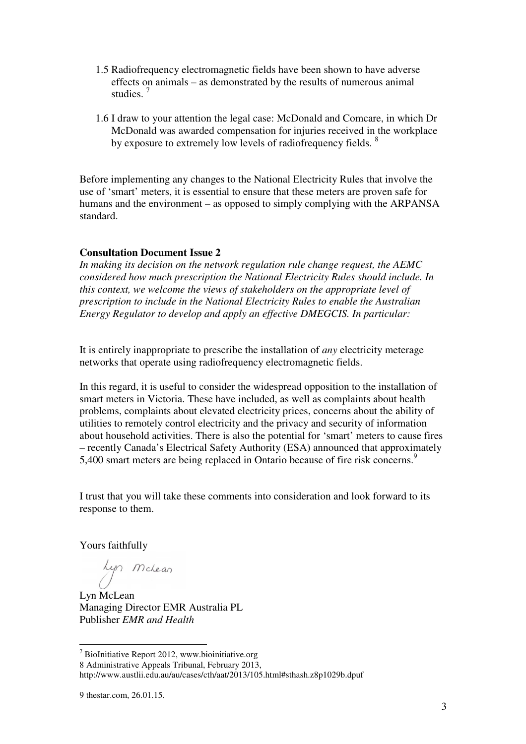1.5 Radiofrequency electromagnetic fields have been shown to have adverse effects on animals – as demonstrated by the results of numerous animal studies. [7]

1.6 I draw to your attention the legal case: McDonald and Comcare, in which Dr McDonald was awarded compensation for injuries received in the workplace by exposure to extremely low levels of radiofrequency fields. [8]

Before implementing any changes to the National Electricity Rules that involve the use of 'smart' meters, it is essential to ensure that these meters are proven safe for humans and the environment – as opposed to simply complying with the ARPANSA standard.

**Consultation Document Issue 2**

*In making its decision on the network regulation rule change request, the AEMC considered how much prescription the National Electricity Rules should include. In this context, we welcome the views of stakeholders on the appropriate level of prescription to include in the National Electricity Rules to enable the Australian Energy Regulator to develop and apply an effective DMEGCIS. In particular:*

It is entirely inappropriate to prescribe the installation of *any* electricity meterage networks that operate using radiofrequency electromagnetic fields.

In this regard, it is useful to consider the widespread opposition to the installation of smart meters in Victoria. These have included, as well as complaints about health problems, complaints about elevated electricity prices, concerns about the ability of utilities to remotely control electricity and the privacy and security of information about household activities. There is also the potential for 'smart' meters to cause fires – recently Canada's Electrical Safety Authority (ESA) announced that approximately 5,400 smart meters are being replaced in Ontario because of fire risk concerns.[9]

I trust that you will take these comments into consideration and look forward to its response to them.

Yours faithfully

Lyn McLean

Lyn McLean
Managing Director EMR Australia PL
Publisher *EMR and Health*

---

[7] BioInitiative Report 2012, www.bioinitiative.org

8 Administrative Appeals Tribunal, February 2013,
http://www.austlii.edu.au/au/cases/cth/aat/2013/105.html#sthash.z8p1029b.dpuf

9 thestar.com, 26.01.15.